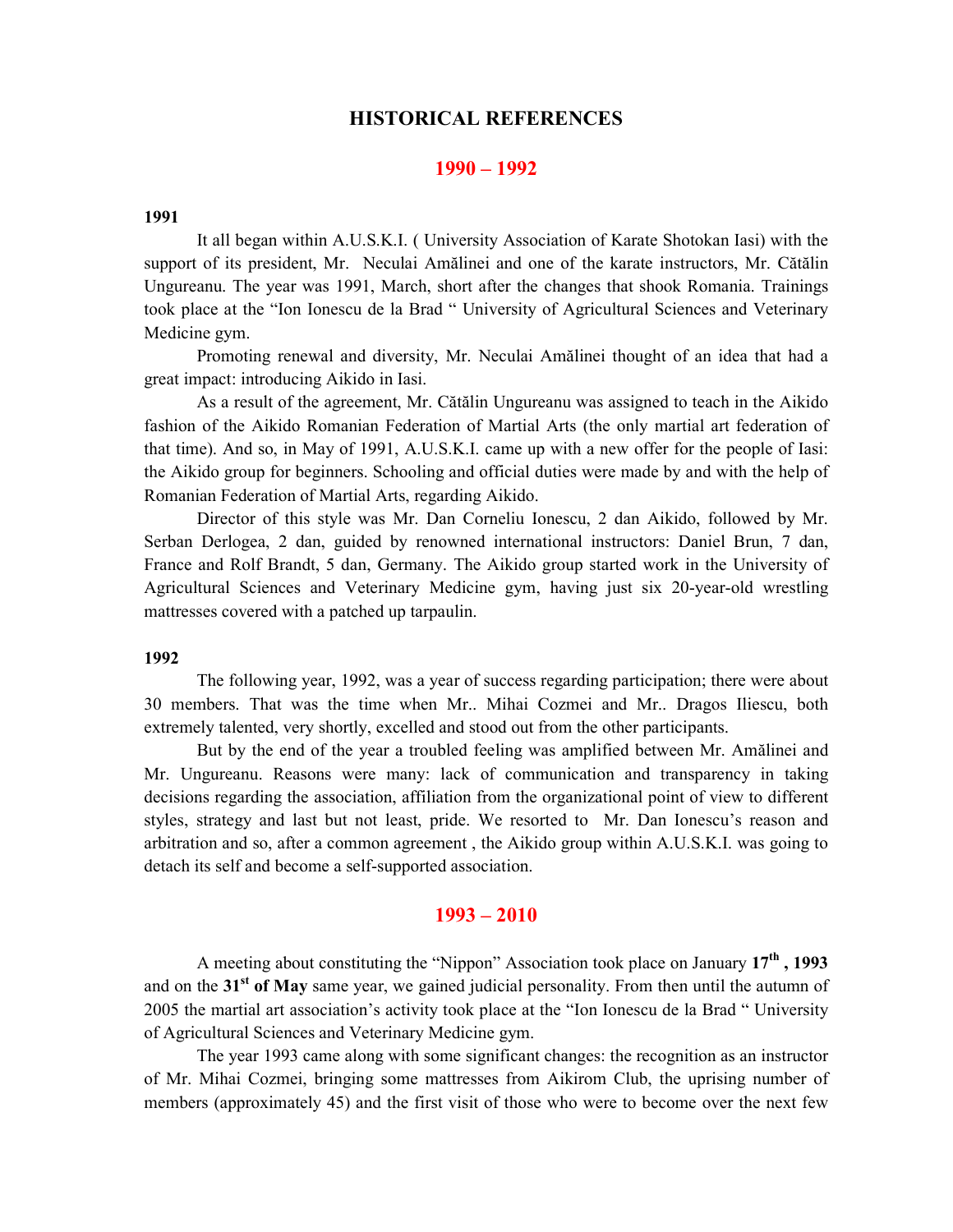# HISTORICAL REFERENCES

## 1990 – 1992

**1991**

It all began within A.U.S.K.I. ( University Association of Karate Shotokan Iasi) with the support of its president, Mr. Neculai Amălinei and one of the karate instructors, Mr. Cătălin Ungureanu. The year was 1991, March, short after the changes that shook Romania. Trainings took place at the "Ion Ionescu de la Brad " University of Agricultural Sciences and Veterinary Medicine gym.

Promoting renewal and diversity, Mr. Neculai Amălinei thought of an idea that had a great impact: introducing Aikido in Iasi.

As a result of the agreement, Mr. Cătălin Ungureanu was assigned to teach in the Aikido fashion of the Aikido Romanian Federation of Martial Arts (the only martial art federation of that time). And so, in May of 1991, A.U.S.K.I. came up with a new offer for the people of Iasi: the Aikido group for beginners. Schooling and official duties were made by and with the help of Romanian Federation of Martial Arts, regarding Aikido.

Director of this style was Mr. Dan Corneliu Ionescu, 2 dan Aikido, followed by Mr. Serban Derlogea, 2 dan, guided by renowned international instructors: Daniel Brun, 7 dan, France and Rolf Brandt, 5 dan, Germany. The Aikido group started work in the University of Agricultural Sciences and Veterinary Medicine gym, having just six 20-year-old wrestling mattresses covered with a patched up tarpaulin.

**1992**

The following year, 1992, was a year of success regarding participation; there were about 30 members. That was the time when Mr.. Mihai Cozmei and Mr.. Dragos Iliescu, both extremely talented, very shortly, excelled and stood out from the other participants.

But by the end of the year a troubled feeling was amplified between Mr. Amălinei and Mr. Ungureanu. Reasons were many: lack of communication and transparency in taking decisions regarding the association, affiliation from the organizational point of view to different styles, strategy and last but not least, pride. We resorted to Mr. Dan Ionescu's reason and arbitration and so, after a common agreement , the Aikido group within A.U.S.K.I. was going to detach its self and become a self-supported association.

## 1993 – 2010

A meeting about constituting the "Nippon" Association took place on January **17th , 1993** and on the **31st of May** same year, we gained judicial personality. From then until the autumn of 2005 the martial art association's activity took place at the "Ion Ionescu de la Brad " University of Agricultural Sciences and Veterinary Medicine gym.

The year 1993 came along with some significant changes: the recognition as an instructor of Mr. Mihai Cozmei, bringing some mattresses from Aikirom Club, the uprising number of members (approximately 45) and the first visit of those who were to become over the next few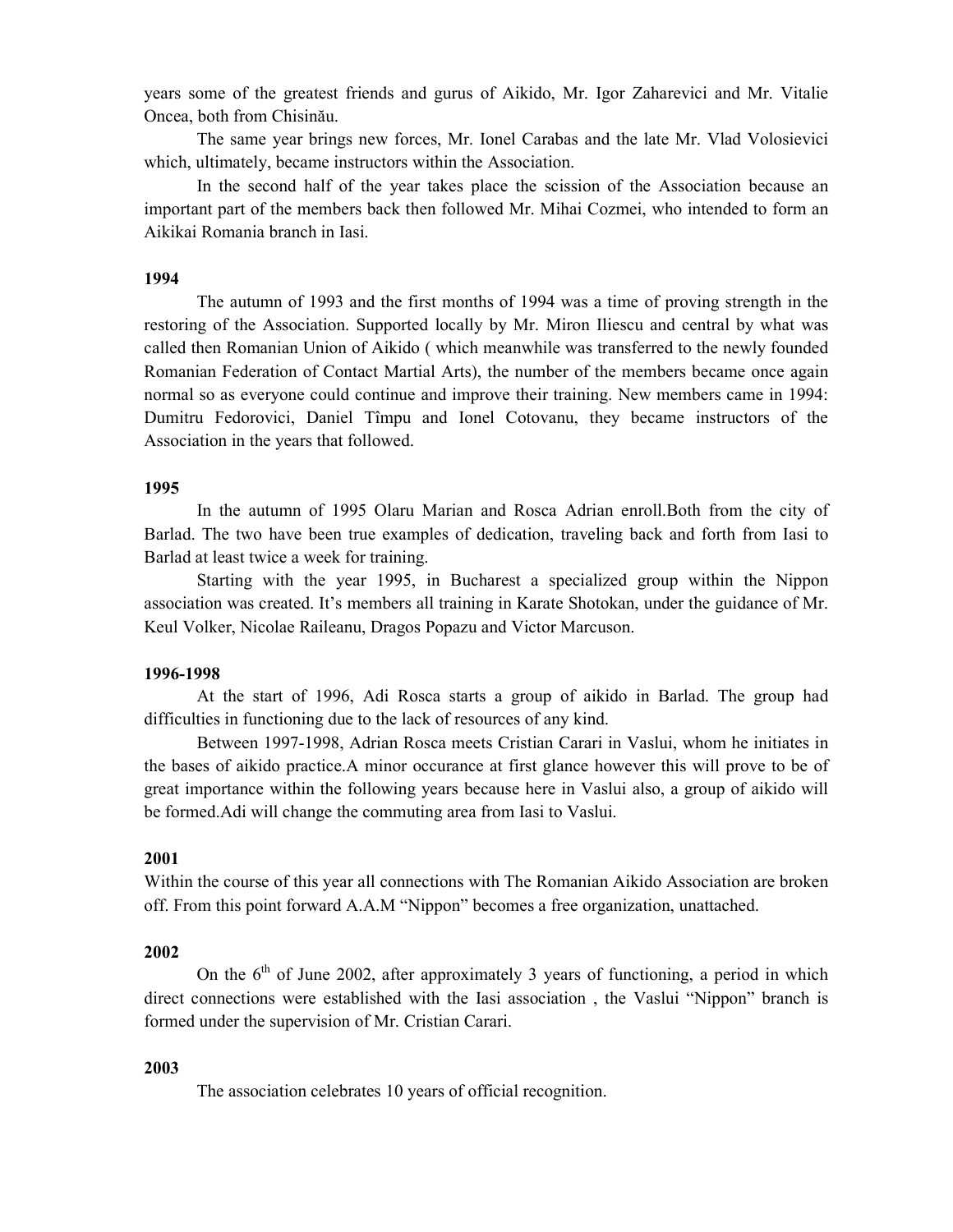years some of the greatest friends and gurus of Aikido, Mr. Igor Zaharevici and Mr. Vitalie Oncea, both from Chisinău.

The same year brings new forces, Mr. Ionel Carabas and the late Mr. Vlad Volosievici which, ultimately, became instructors within the Association.

In the second half of the year takes place the scission of the Association because an important part of the members back then followed Mr. Mihai Cozmei, who intended to form an Aikikai Romania branch in Iasi.

**1994**

The autumn of 1993 and the first months of 1994 was a time of proving strength in the restoring of the Association. Supported locally by Mr. Miron Iliescu and central by what was called then Romanian Union of Aikido ( which meanwhile was transferred to the newly founded Romanian Federation of Contact Martial Arts), the number of the members became once again normal so as everyone could continue and improve their training. New members came in 1994: Dumitru Fedorovici, Daniel Tîmpu and Ionel Cotovanu, they became instructors of the Association in the years that followed.

**1995**

In the autumn of 1995 Olaru Marian and Rosca Adrian enroll.Both from the city of Barlad. The two have been true examples of dedication, traveling back and forth from Iasi to Barlad at least twice a week for training.

Starting with the year 1995, in Bucharest a specialized group within the Nippon association was created. It's members all training in Karate Shotokan, under the guidance of Mr. Keul Volker, Nicolae Raileanu, Dragos Popazu and Victor Marcuson.

**1996-1998**

At the start of 1996, Adi Rosca starts a group of aikido in Barlad. The group had difficulties in functioning due to the lack of resources of any kind.

Between 1997-1998, Adrian Rosca meets Cristian Carari in Vaslui, whom he initiates in the bases of aikido practice.A minor occurance at first glance however this will prove to be of great importance within the following years because here in Vaslui also, a group of aikido will be formed.Adi will change the commuting area from Iasi to Vaslui.

**2001**

Within the course of this year all connections with The Romanian Aikido Association are broken off. From this point forward A.A.M "Nippon" becomes a free organization, unattached.

**2002**

On the 6th of June 2002, after approximately 3 years of functioning, a period in which direct connections were established with the Iasi association , the Vaslui "Nippon" branch is formed under the supervision of Mr. Cristian Carari.

**2003**

The association celebrates 10 years of official recognition.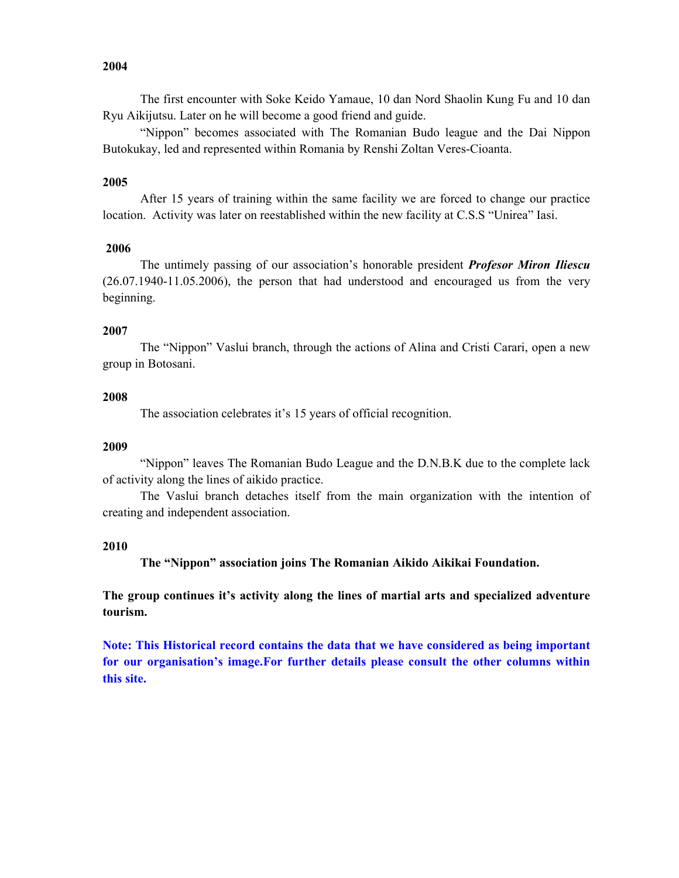**2004**

The first encounter with Soke Keido Yamaue, 10 dan Nord Shaolin Kung Fu and 10 dan Ryu Aikijutsu. Later on he will become a good friend and guide.

"Nippon" becomes associated with The Romanian Budo league and the Dai Nippon Butokukay, led and represented within Romania by Renshi Zoltan Veres-Cioanta.

**2005**

After 15 years of training within the same facility we are forced to change our practice location. Activity was later on reestablished within the new facility at C.S.S "Unirea" Iasi.

**2006**

The untimely passing of our association's honorable president ***Profesor Miron Iliescu*** (26.07.1940-11.05.2006), the person that had understood and encouraged us from the very beginning.

**2007**

The "Nippon" Vaslui branch, through the actions of Alina and Cristi Carari, open a new group in Botosani.

**2008**

The association celebrates it's 15 years of official recognition.

**2009**

"Nippon" leaves The Romanian Budo League and the D.N.B.K due to the complete lack of activity along the lines of aikido practice.

The Vaslui branch detaches itself from the main organization with the intention of creating and independent association.

**2010**

**The "Nippon" association joins The Romanian Aikido Aikikai Foundation.**

**The group continues it's activity along the lines of martial arts and specialized adventure tourism.**

**Note: This Historical record contains the data that we have considered as being important for our organisation's image.For further details please consult the other columns within this site.**